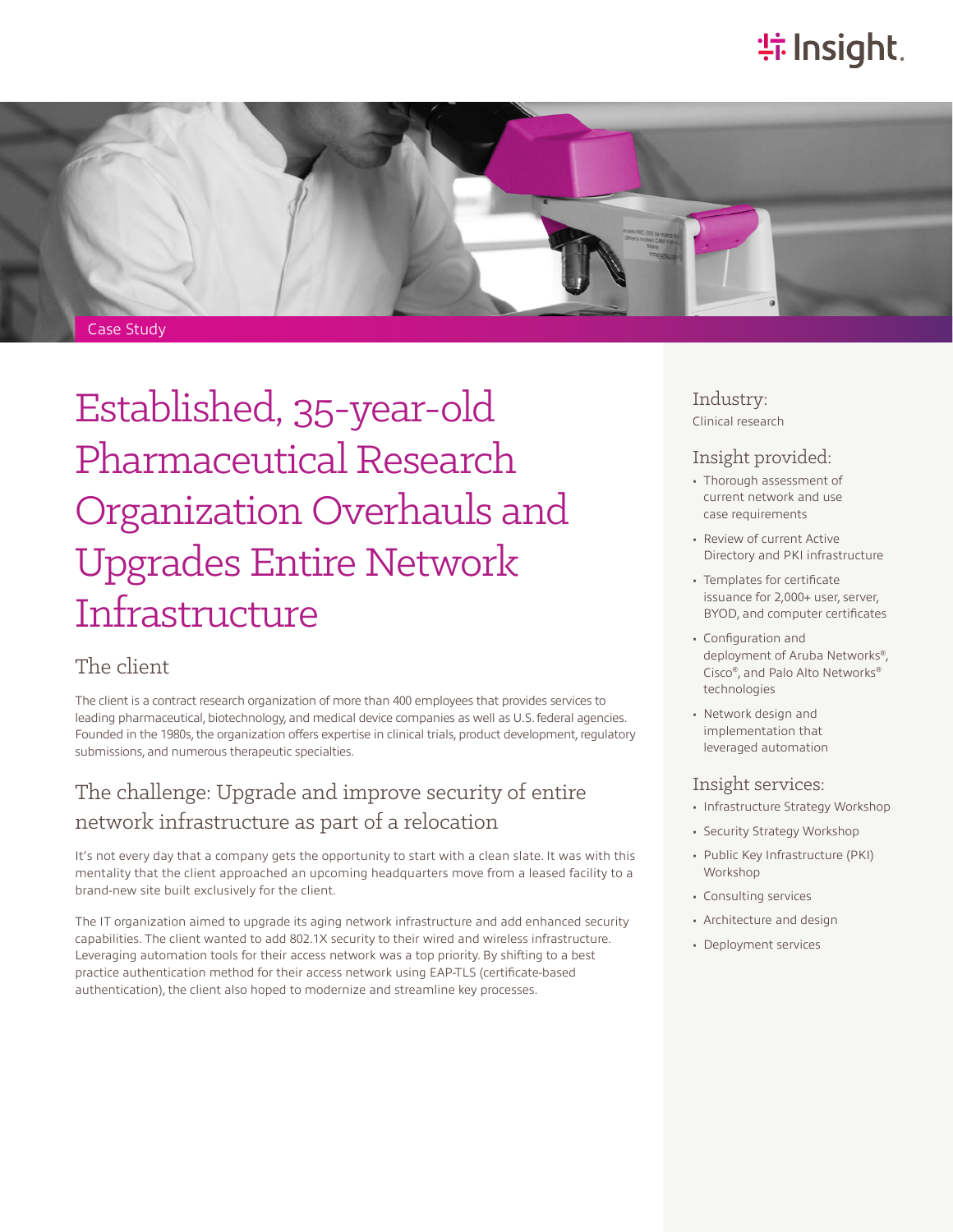Case Study

# Established, 35-year-old Pharmaceutical Research Organization Overhauls and Upgrades Entire Network Infrastructure

## The client

The client is a contract research organization of more than 400 employees that provides services to leading pharmaceutical, biotechnology, and medical device companies as well as U.S. federal agencies. Founded in the 1980s, the organization offers expertise in clinical trials, product development, regulatory submissions, and numerous therapeutic specialties.

## The challenge: Upgrade and improve security of entire network infrastructure as part of a relocation

It's not every day that a company gets the opportunity to start with a clean slate. It was with this mentality that the client approached an upcoming headquarters move from a leased facility to a brand-new site built exclusively for the client.

The IT organization aimed to upgrade its aging network infrastructure and add enhanced security capabilities. The client wanted to add 802.1X security to their wired and wireless infrastructure. Leveraging automation tools for their access network was a top priority. By shifting to a best practice authentication method for their access network using EAP-TLS (certificate-based authentication), the client also hoped to modernize and streamline key processes.

### Industry:

Clinical research

### Insight provided:

- Thorough assessment of current network and use case requirements
- Review of current Active Directory and PKI infrastructure
- Templates for certificate issuance for 2,000+ user, server, BYOD, and computer certificates
- Configuration and deployment of Aruba Networks®, Cisco®, and Palo Alto Networks® technologies
- Network design and implementation that leveraged automation

### Insight services:

- Infrastructure Strategy Workshop
- Security Strategy Workshop
- Public Key Infrastructure (PKI) Workshop
- Consulting services
- Architecture and design
- Deployment services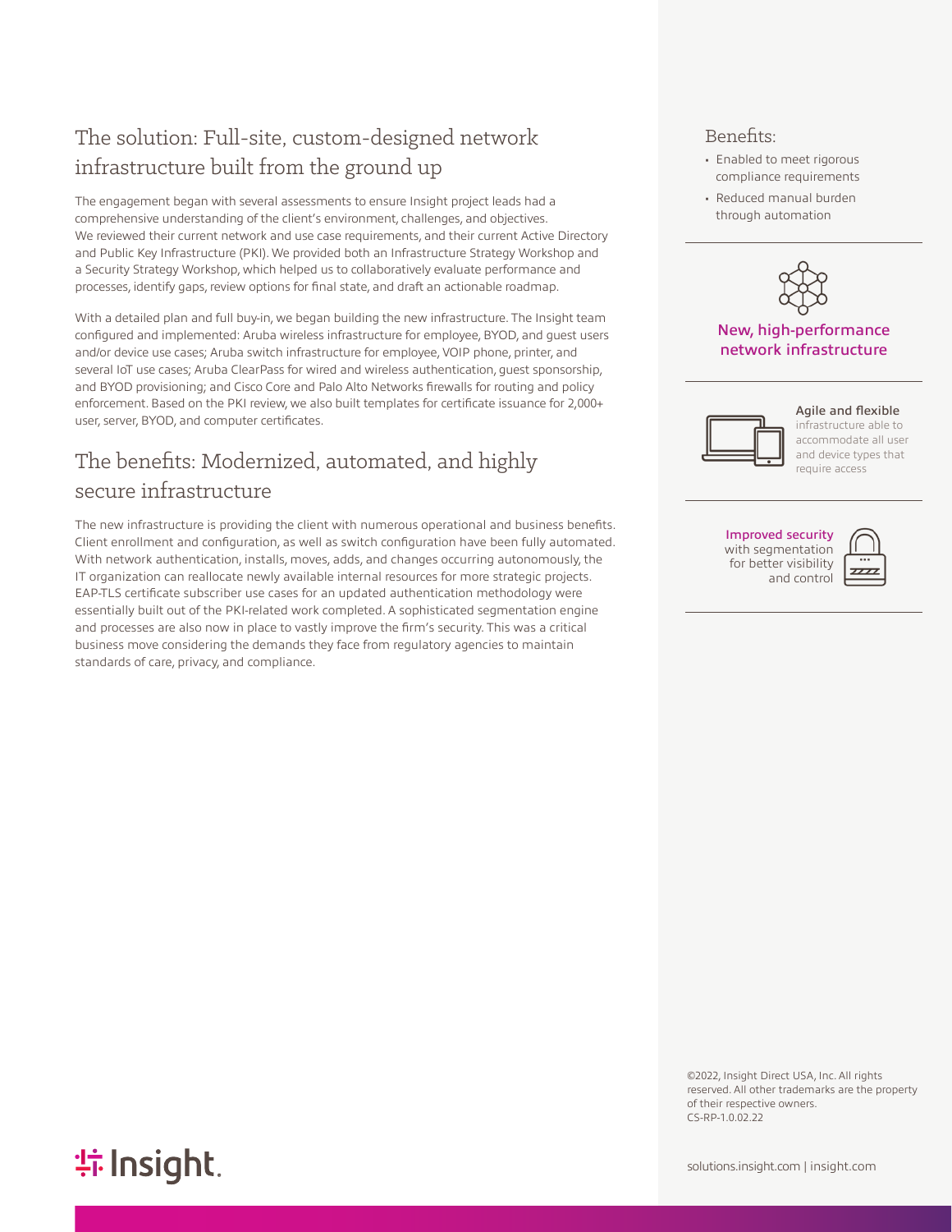## The solution: Full-site, custom-designed network infrastructure built from the ground up

The engagement began with several assessments to ensure Insight project leads had a comprehensive understanding of the client's environment, challenges, and objectives. We reviewed their current network and use case requirements, and their current Active Directory and Public Key Infrastructure (PKI). We provided both an Infrastructure Strategy Workshop and a Security Strategy Workshop, which helped us to collaboratively evaluate performance and processes, identify gaps, review options for final state, and draft an actionable roadmap.

With a detailed plan and full buy-in, we began building the new infrastructure. The Insight team configured and implemented: Aruba wireless infrastructure for employee, BYOD, and guest users and/or device use cases; Aruba switch infrastructure for employee, VOIP phone, printer, and several IoT use cases; Aruba ClearPass for wired and wireless authentication, guest sponsorship, and BYOD provisioning; and Cisco Core and Palo Alto Networks firewalls for routing and policy enforcement. Based on the PKI review, we also built templates for certificate issuance for 2,000+ user, server, BYOD, and computer certificates.

## The benefits: Modernized, automated, and highly secure infrastructure

The new infrastructure is providing the client with numerous operational and business benefits. Client enrollment and configuration, as well as switch configuration have been fully automated. With network authentication, installs, moves, adds, and changes occurring autonomously, the IT organization can reallocate newly available internal resources for more strategic projects. EAP-TLS certificate subscriber use cases for an updated authentication methodology were essentially built out of the PKI-related work completed. A sophisticated segmentation engine and processes are also now in place to vastly improve the firm's security. This was a critical business move considering the demands they face from regulatory agencies to maintain standards of care, privacy, and compliance.

### Benefits:

- Enabled to meet rigorous compliance requirements
- Reduced manual burden through automation

**New, high-performance network infrastructure**

**Agile and flexible** infrastructure able to accommodate all user and device types that require access

**Improved security** with segmentation for better visibility and control

©2022, Insight Direct USA, Inc. All rights reserved. All other trademarks are the property of their respective owners.
CS-RP-1.0.02.22

Insight.

solutions.insight.com | insight.com